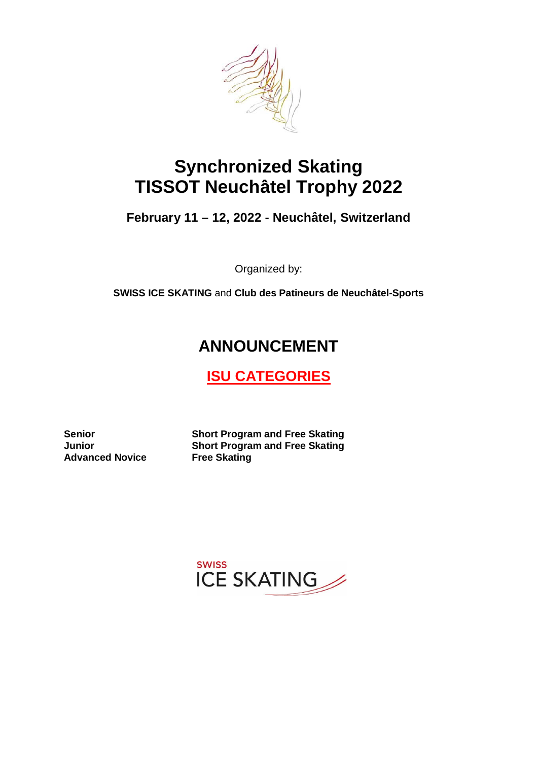# Synchronized Skating
# TISSOT Neuchâtel Trophy 2022

**February 11 – 12, 2022 - Neuchâtel, Switzerland**

Organized by:

**SWISS ICE SKATING** and **Club des Patineurs de Neuchâtel-Sports**

## ANNOUNCEMENT

## ISU CATEGORIES

| | |
|---|---|
| **Senior** | **Short Program and Free Skating** |
| **Junior** | **Short Program and Free Skating** |
| **Advanced Novice** | **Free Skating** |

SWISS
ICE SKATING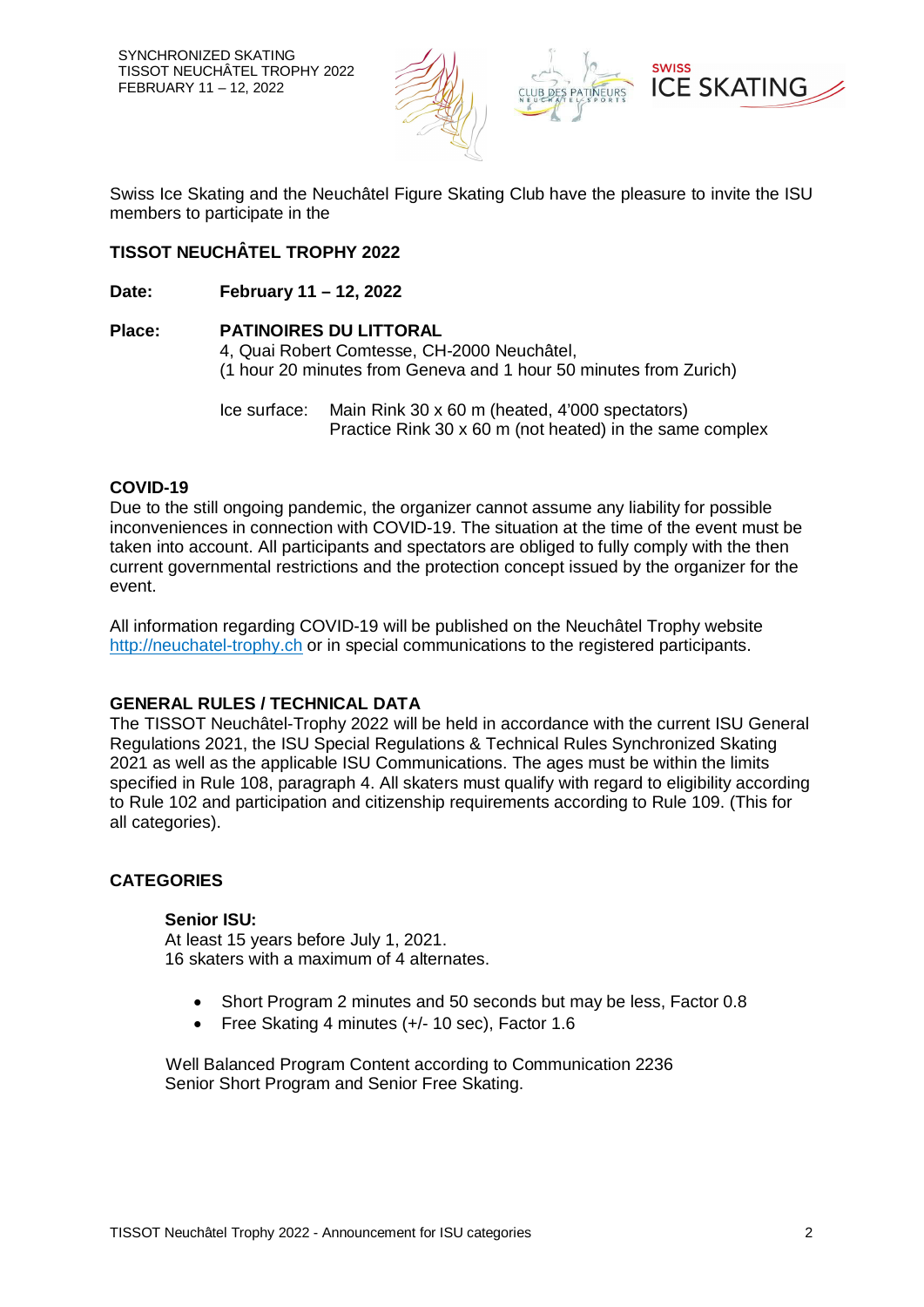Swiss Ice Skating and the Neuchâtel Figure Skating Club have the pleasure to invite the ISU members to participate in the

## TISSOT NEUCHÂTEL TROPHY 2022

**Date:** **February 11 – 12, 2022**

**Place:** **PATINOIRES DU LITTORAL**
4, Quai Robert Comtesse, CH-2000 Neuchâtel,
(1 hour 20 minutes from Geneva and 1 hour 50 minutes from Zurich)

Ice surface: Main Rink 30 x 60 m (heated, 4'000 spectators)
Practice Rink 30 x 60 m (not heated) in the same complex

### COVID-19

Due to the still ongoing pandemic, the organizer cannot assume any liability for possible inconveniences in connection with COVID-19. The situation at the time of the event must be taken into account. All participants and spectators are obliged to fully comply with the then current governmental restrictions and the protection concept issued by the organizer for the event.

All information regarding COVID-19 will be published on the Neuchâtel Trophy website http://neuchatel-trophy.ch or in special communications to the registered participants.

### GENERAL RULES / TECHNICAL DATA

The TISSOT Neuchâtel-Trophy 2022 will be held in accordance with the current ISU General Regulations 2021, the ISU Special Regulations & Technical Rules Synchronized Skating 2021 as well as the applicable ISU Communications. The ages must be within the limits specified in Rule 108, paragraph 4. All skaters must qualify with regard to eligibility according to Rule 102 and participation and citizenship requirements according to Rule 109. (This for all categories).

### CATEGORIES

**Senior ISU:**
At least 15 years before July 1, 2021.
16 skaters with a maximum of 4 alternates.

- Short Program 2 minutes and 50 seconds but may be less, Factor 0.8
- Free Skating 4 minutes (+/- 10 sec), Factor 1.6

Well Balanced Program Content according to Communication 2236
Senior Short Program and Senior Free Skating.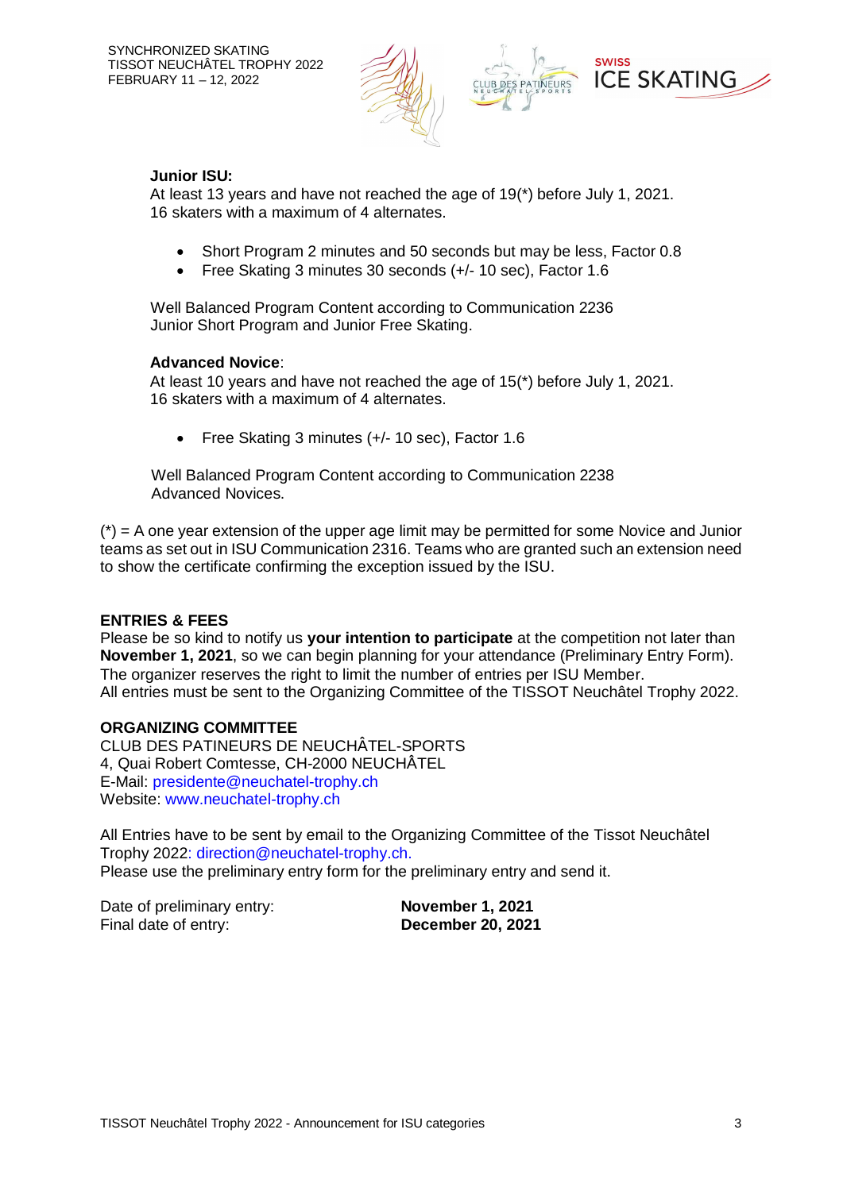**Junior ISU:**
At least 13 years and have not reached the age of 19(*) before July 1, 2021.
16 skaters with a maximum of 4 alternates.

- Short Program 2 minutes and 50 seconds but may be less, Factor 0.8
- Free Skating 3 minutes 30 seconds (+/- 10 sec), Factor 1.6

Well Balanced Program Content according to Communication 2236
Junior Short Program and Junior Free Skating.

**Advanced Novice**:
At least 10 years and have not reached the age of 15(*) before July 1, 2021.
16 skaters with a maximum of 4 alternates.

- Free Skating 3 minutes (+/- 10 sec), Factor 1.6

Well Balanced Program Content according to Communication 2238
Advanced Novices.

(*) = A one year extension of the upper age limit may be permitted for some Novice and Junior teams as set out in ISU Communication 2316. Teams who are granted such an extension need to show the certificate confirming the exception issued by the ISU.

**ENTRIES & FEES**
Please be so kind to notify us **your intention to participate** at the competition not later than **November 1, 2021**, so we can begin planning for your attendance (Preliminary Entry Form).
The organizer reserves the right to limit the number of entries per ISU Member.
All entries must be sent to the Organizing Committee of the TISSOT Neuchâtel Trophy 2022.

**ORGANIZING COMMITTEE**
CLUB DES PATINEURS DE NEUCHÂTEL-SPORTS
4, Quai Robert Comtesse, CH-2000 NEUCHÂTEL
E-Mail: presidente@neuchatel-trophy.ch
Website: www.neuchatel-trophy.ch

All Entries have to be sent by email to the Organizing Committee of the Tissot Neuchâtel Trophy 2022: direction@neuchatel-trophy.ch.
Please use the preliminary entry form for the preliminary entry and send it.

| Date of preliminary entry: | **November 1, 2021** |
|---|---|
| Final date of entry: | **December 20, 2021** |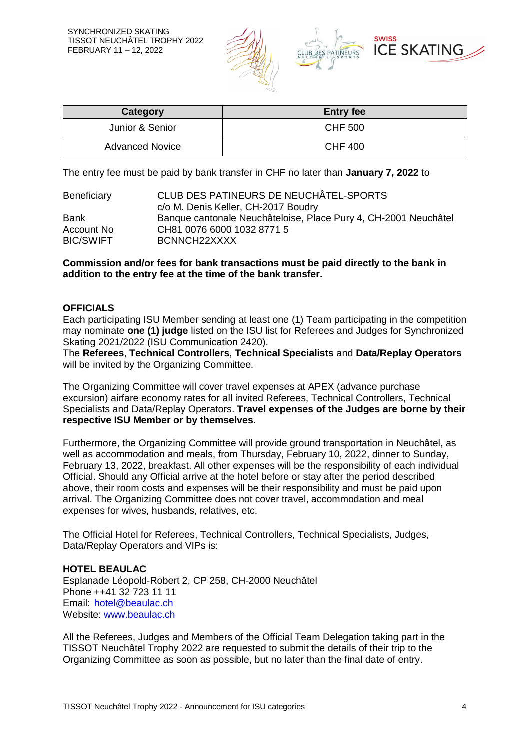| Category | Entry fee |
| --- | --- |
| Junior & Senior | CHF 500 |
| Advanced Novice | CHF 400 |

The entry fee must be paid by bank transfer in CHF no later than **January 7, 2022** to

Beneficiary CLUB DES PATINEURS DE NEUCHÂTEL-SPORTS
c/o M. Denis Keller, CH-2017 Boudry
Bank Banque cantonale Neuchâteloise, Place Pury 4, CH-2001 Neuchâtel
Account No CH81 0076 6000 1032 8771 5
BIC/SWIFT BCNNCH22XXXX

**Commission and/or fees for bank transactions must be paid directly to the bank in addition to the entry fee at the time of the bank transfer.**

**OFFICIALS**

Each participating ISU Member sending at least one (1) Team participating in the competition may nominate **one (1) judge** listed on the ISU list for Referees and Judges for Synchronized Skating 2021/2022 (ISU Communication 2420).
The **Referees**, **Technical Controllers**, **Technical Specialists** and **Data/Replay Operators** will be invited by the Organizing Committee.

The Organizing Committee will cover travel expenses at APEX (advance purchase excursion) airfare economy rates for all invited Referees, Technical Controllers, Technical Specialists and Data/Replay Operators. **Travel expenses of the Judges are borne by their respective ISU Member or by themselves**.

Furthermore, the Organizing Committee will provide ground transportation in Neuchâtel, as well as accommodation and meals, from Thursday, February 10, 2022, dinner to Sunday, February 13, 2022, breakfast. All other expenses will be the responsibility of each individual Official. Should any Official arrive at the hotel before or stay after the period described above, their room costs and expenses will be their responsibility and must be paid upon arrival. The Organizing Committee does not cover travel, accommodation and meal expenses for wives, husbands, relatives, etc.

The Official Hotel for Referees, Technical Controllers, Technical Specialists, Judges, Data/Replay Operators and VIPs is:

**HOTEL BEAULAC**
Esplanade Léopold-Robert 2, CP 258, CH-2000 Neuchâtel
Phone ++41 32 723 11 11
Email: hotel@beaulac.ch
Website: www.beaulac.ch

All the Referees, Judges and Members of the Official Team Delegation taking part in the TISSOT Neuchâtel Trophy 2022 are requested to submit the details of their trip to the Organizing Committee as soon as possible, but no later than the final date of entry.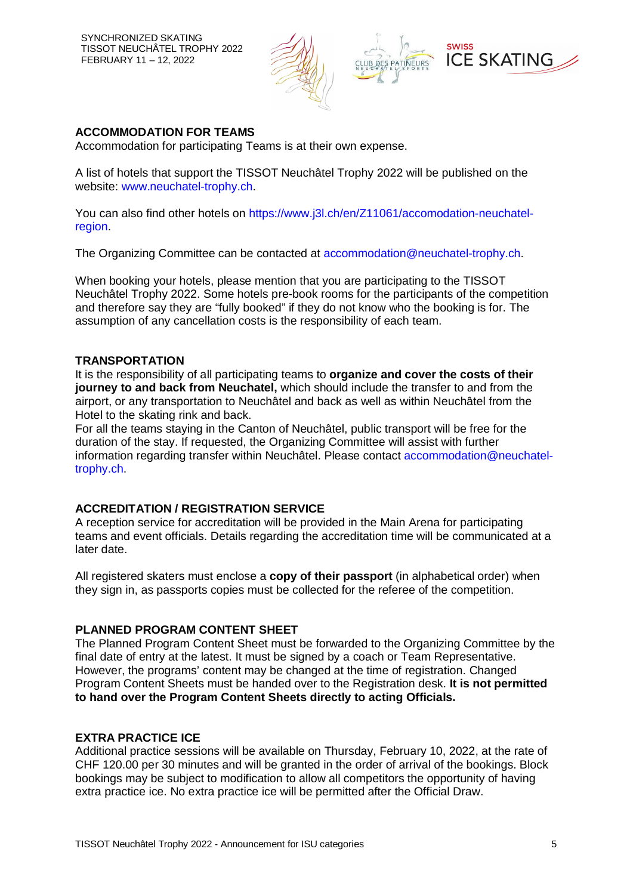## ACCOMMODATION FOR TEAMS

Accommodation for participating Teams is at their own expense.

A list of hotels that support the TISSOT Neuchâtel Trophy 2022 will be published on the website: www.neuchatel-trophy.ch.

You can also find other hotels on https://www.j3l.ch/en/Z11061/accomodation-neuchatel-region.

The Organizing Committee can be contacted at accommodation@neuchatel-trophy.ch.

When booking your hotels, please mention that you are participating to the TISSOT Neuchâtel Trophy 2022. Some hotels pre-book rooms for the participants of the competition and therefore say they are "fully booked" if they do not know who the booking is for. The assumption of any cancellation costs is the responsibility of each team.

## TRANSPORTATION

It is the responsibility of all participating teams to **organize and cover the costs of their journey to and back from Neuchatel,** which should include the transfer to and from the airport, or any transportation to Neuchâtel and back as well as within Neuchâtel from the Hotel to the skating rink and back.

For all the teams staying in the Canton of Neuchâtel, public transport will be free for the duration of the stay. If requested, the Organizing Committee will assist with further information regarding transfer within Neuchâtel. Please contact accommodation@neuchatel-trophy.ch.

## ACCREDITATION / REGISTRATION SERVICE

A reception service for accreditation will be provided in the Main Arena for participating teams and event officials. Details regarding the accreditation time will be communicated at a later date.

All registered skaters must enclose a **copy of their passport** (in alphabetical order) when they sign in, as passports copies must be collected for the referee of the competition.

## PLANNED PROGRAM CONTENT SHEET

The Planned Program Content Sheet must be forwarded to the Organizing Committee by the final date of entry at the latest. It must be signed by a coach or Team Representative. However, the programs' content may be changed at the time of registration. Changed Program Content Sheets must be handed over to the Registration desk. **It is not permitted to hand over the Program Content Sheets directly to acting Officials.**

## EXTRA PRACTICE ICE

Additional practice sessions will be available on Thursday, February 10, 2022, at the rate of CHF 120.00 per 30 minutes and will be granted in the order of arrival of the bookings. Block bookings may be subject to modification to allow all competitors the opportunity of having extra practice ice. No extra practice ice will be permitted after the Official Draw.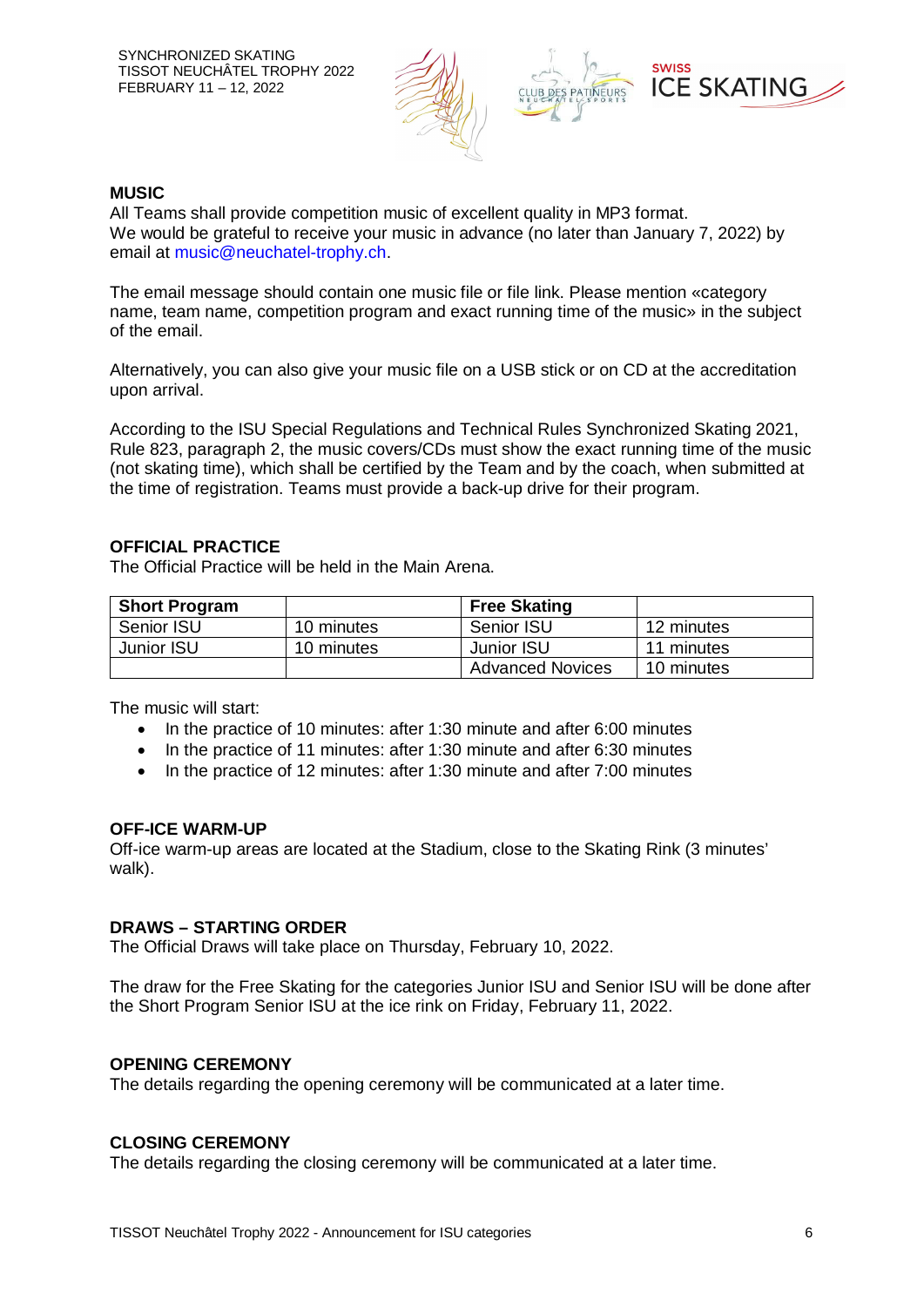## MUSIC

All Teams shall provide competition music of excellent quality in MP3 format.
We would be grateful to receive your music in advance (no later than January 7, 2022) by email at music@neuchatel-trophy.ch.

The email message should contain one music file or file link. Please mention «category name, team name, competition program and exact running time of the music» in the subject of the email.

Alternatively, you can also give your music file on a USB stick or on CD at the accreditation upon arrival.

According to the ISU Special Regulations and Technical Rules Synchronized Skating 2021, Rule 823, paragraph 2, the music covers/CDs must show the exact running time of the music (not skating time), which shall be certified by the Team and by the coach, when submitted at the time of registration. Teams must provide a back-up drive for their program.

## OFFICIAL PRACTICE

The Official Practice will be held in the Main Arena.

| **Short Program** | | **Free Skating** | |
|---|---|---|---|
| Senior ISU | 10 minutes | Senior ISU | 12 minutes |
| Junior ISU | 10 minutes | Junior ISU | 11 minutes |
| | | Advanced Novices | 10 minutes |

The music will start:

- In the practice of 10 minutes: after 1:30 minute and after 6:00 minutes
- In the practice of 11 minutes: after 1:30 minute and after 6:30 minutes
- In the practice of 12 minutes: after 1:30 minute and after 7:00 minutes

## OFF-ICE WARM-UP

Off-ice warm-up areas are located at the Stadium, close to the Skating Rink (3 minutes' walk).

## DRAWS – STARTING ORDER

The Official Draws will take place on Thursday, February 10, 2022.

The draw for the Free Skating for the categories Junior ISU and Senior ISU will be done after the Short Program Senior ISU at the ice rink on Friday, February 11, 2022.

## OPENING CEREMONY

The details regarding the opening ceremony will be communicated at a later time.

## CLOSING CEREMONY

The details regarding the closing ceremony will be communicated at a later time.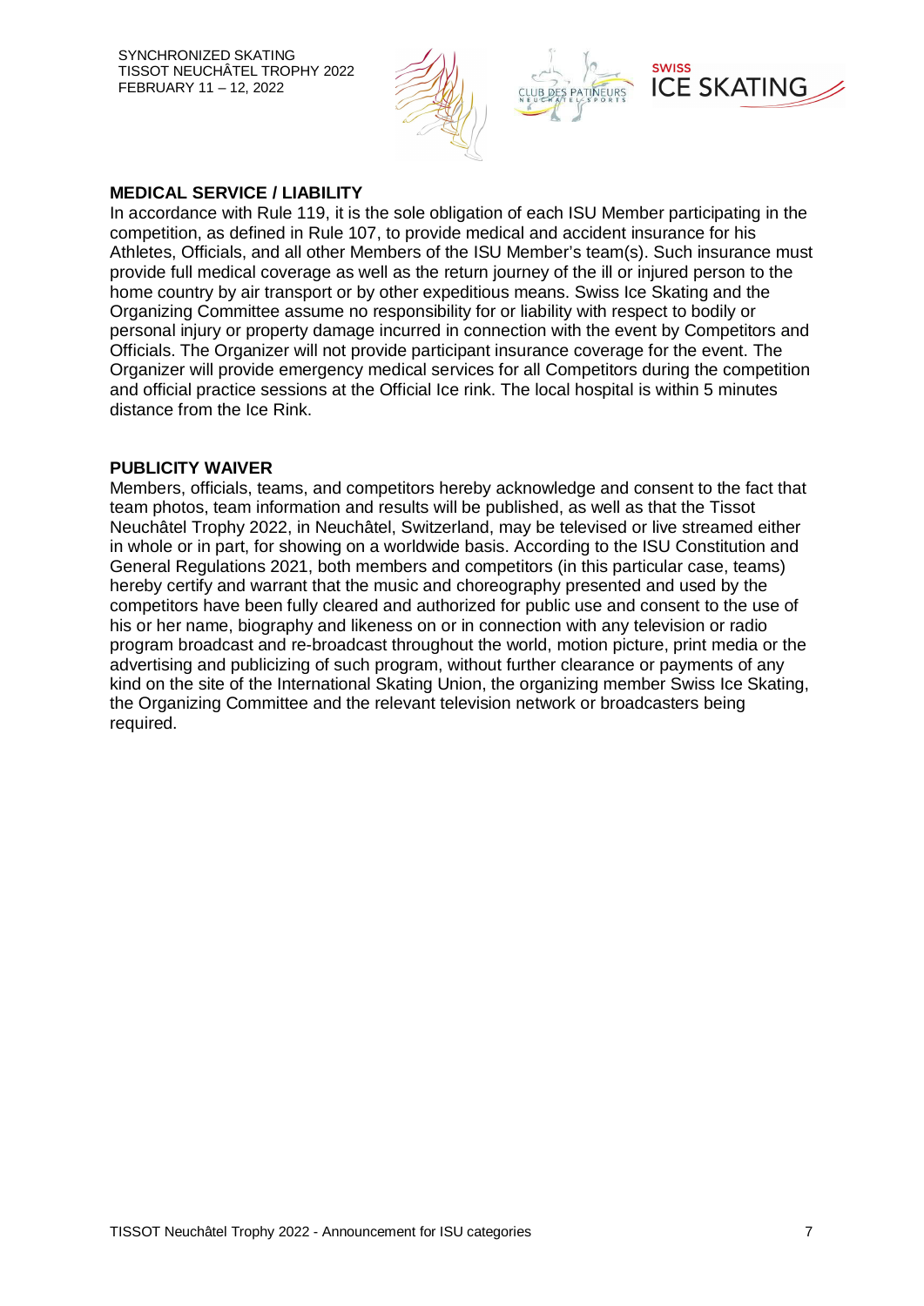## MEDICAL SERVICE / LIABILITY

In accordance with Rule 119, it is the sole obligation of each ISU Member participating in the competition, as defined in Rule 107, to provide medical and accident insurance for his Athletes, Officials, and all other Members of the ISU Member's team(s). Such insurance must provide full medical coverage as well as the return journey of the ill or injured person to the home country by air transport or by other expeditious means. Swiss Ice Skating and the Organizing Committee assume no responsibility for or liability with respect to bodily or personal injury or property damage incurred in connection with the event by Competitors and Officials. The Organizer will not provide participant insurance coverage for the event. The Organizer will provide emergency medical services for all Competitors during the competition and official practice sessions at the Official Ice rink. The local hospital is within 5 minutes distance from the Ice Rink.

## PUBLICITY WAIVER

Members, officials, teams, and competitors hereby acknowledge and consent to the fact that team photos, team information and results will be published, as well as that the Tissot Neuchâtel Trophy 2022, in Neuchâtel, Switzerland, may be televised or live streamed either in whole or in part, for showing on a worldwide basis. According to the ISU Constitution and General Regulations 2021, both members and competitors (in this particular case, teams) hereby certify and warrant that the music and choreography presented and used by the competitors have been fully cleared and authorized for public use and consent to the use of his or her name, biography and likeness on or in connection with any television or radio program broadcast and re-broadcast throughout the world, motion picture, print media or the advertising and publicizing of such program, without further clearance or payments of any kind on the site of the International Skating Union, the organizing member Swiss Ice Skating, the Organizing Committee and the relevant television network or broadcasters being required.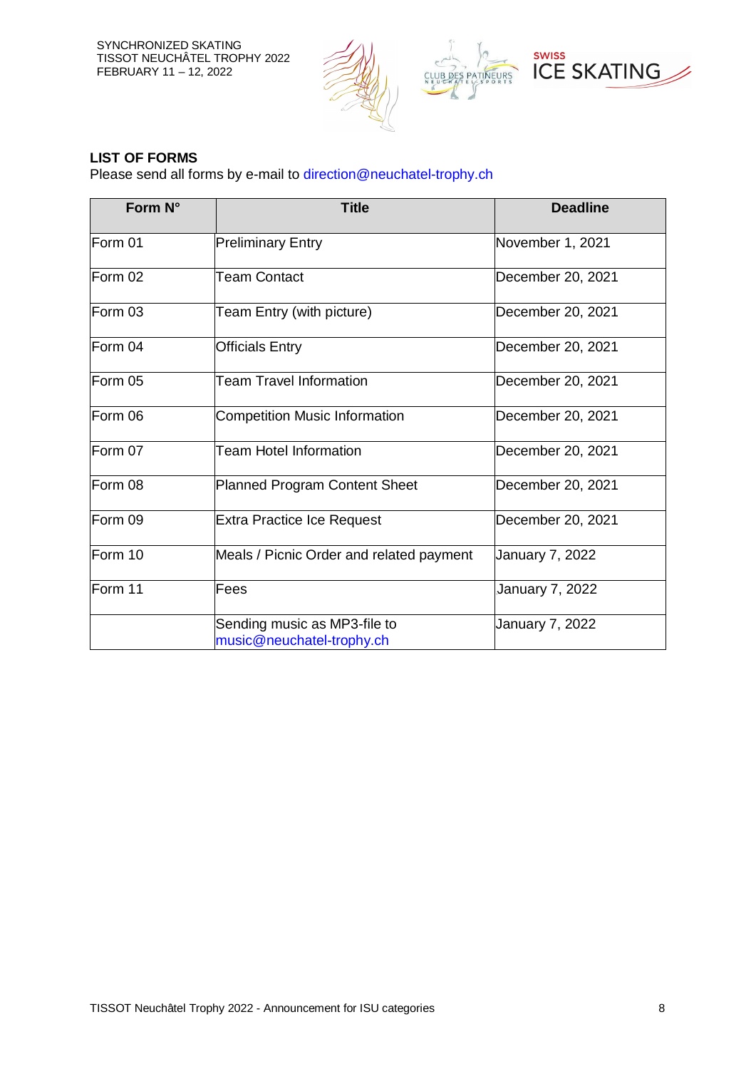## LIST OF FORMS

Please send all forms by e-mail to direction@neuchatel-trophy.ch

| Form N° | Title | Deadline |
|---|---|---|
| Form 01 | Preliminary Entry | November 1, 2021 |
| Form 02 | Team Contact | December 20, 2021 |
| Form 03 | Team Entry (with picture) | December 20, 2021 |
| Form 04 | Officials Entry | December 20, 2021 |
| Form 05 | Team Travel Information | December 20, 2021 |
| Form 06 | Competition Music Information | December 20, 2021 |
| Form 07 | Team Hotel Information | December 20, 2021 |
| Form 08 | Planned Program Content Sheet | December 20, 2021 |
| Form 09 | Extra Practice Ice Request | December 20, 2021 |
| Form 10 | Meals / Picnic Order and related payment | January 7, 2022 |
| Form 11 | Fees | January 7, 2022 |
| | Sending music as MP3-file to music@neuchatel-trophy.ch | January 7, 2022 |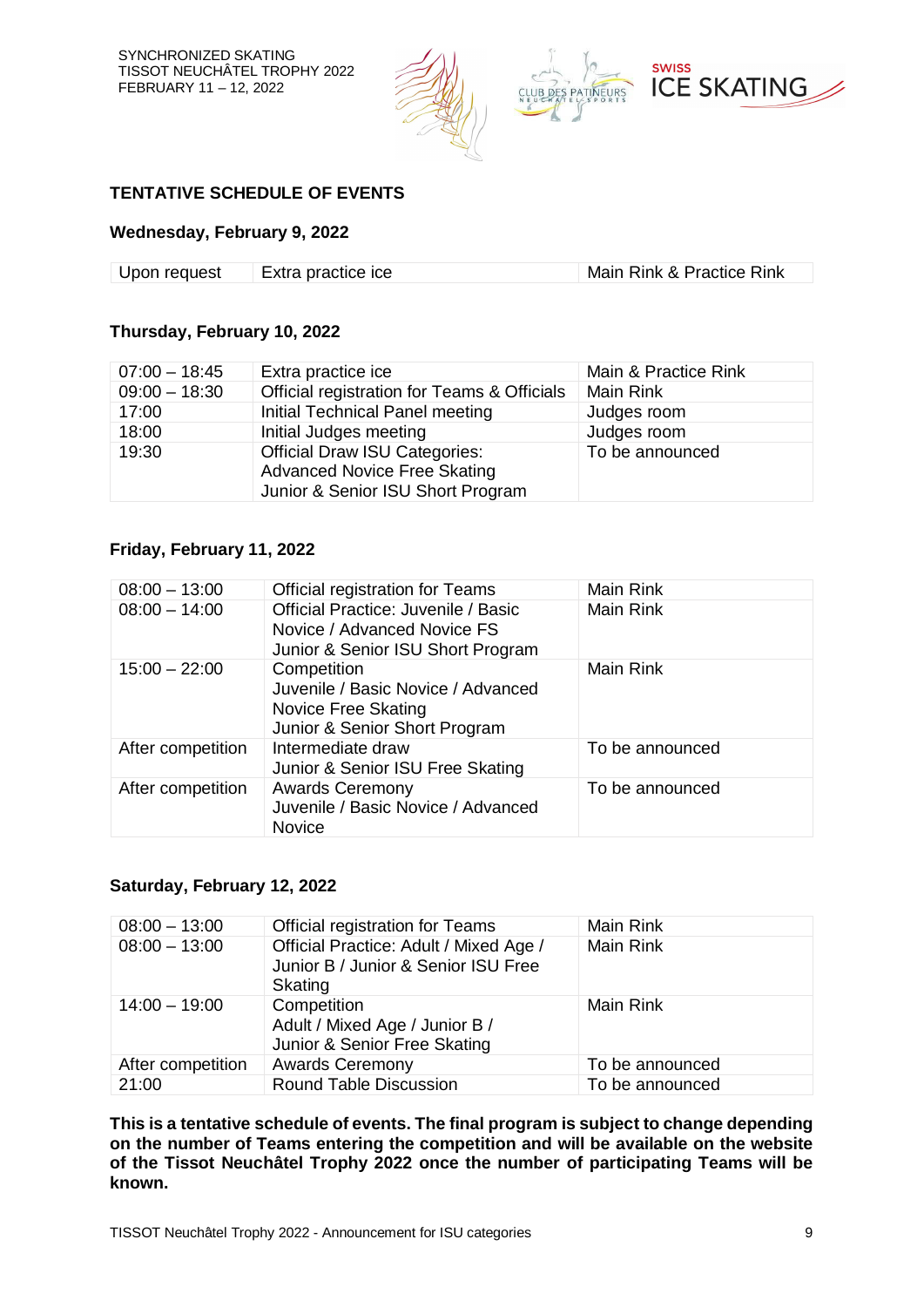## TENTATIVE SCHEDULE OF EVENTS

### Wednesday, February 9, 2022

| | | |
|---|---|---|
| Upon request | Extra practice ice | Main Rink & Practice Rink |

### Thursday, February 10, 2022

| | | |
|---|---|---|
| 07:00 – 18:45 | Extra practice ice | Main & Practice Rink |
| 09:00 – 18:30 | Official registration for Teams & Officials | Main Rink |
| 17:00 | Initial Technical Panel meeting | Judges room |
| 18:00 | Initial Judges meeting | Judges room |
| 19:30 | Official Draw ISU Categories:<br>Advanced Novice Free Skating<br>Junior & Senior ISU Short Program | To be announced |

### Friday, February 11, 2022

| | | |
|---|---|---|
| 08:00 – 13:00 | Official registration for Teams | Main Rink |
| 08:00 – 14:00 | Official Practice: Juvenile / Basic Novice / Advanced Novice FS<br>Junior & Senior ISU Short Program | Main Rink |
| 15:00 – 22:00 | Competition<br>Juvenile / Basic Novice / Advanced Novice Free Skating<br>Junior & Senior Short Program | Main Rink |
| After competition | Intermediate draw<br>Junior & Senior ISU Free Skating | To be announced |
| After competition | Awards Ceremony<br>Juvenile / Basic Novice / Advanced Novice | To be announced |

### Saturday, February 12, 2022

| | | |
|---|---|---|
| 08:00 – 13:00 | Official registration for Teams | Main Rink |
| 08:00 – 13:00 | Official Practice: Adult / Mixed Age / Junior B / Junior & Senior ISU Free Skating | Main Rink |
| 14:00 – 19:00 | Competition<br>Adult / Mixed Age / Junior B /<br>Junior & Senior Free Skating | Main Rink |
| After competition | Awards Ceremony | To be announced |
| 21:00 | Round Table Discussion | To be announced |

**This is a tentative schedule of events. The final program is subject to change depending on the number of Teams entering the competition and will be available on the website of the Tissot Neuchâtel Trophy 2022 once the number of participating Teams will be known.**